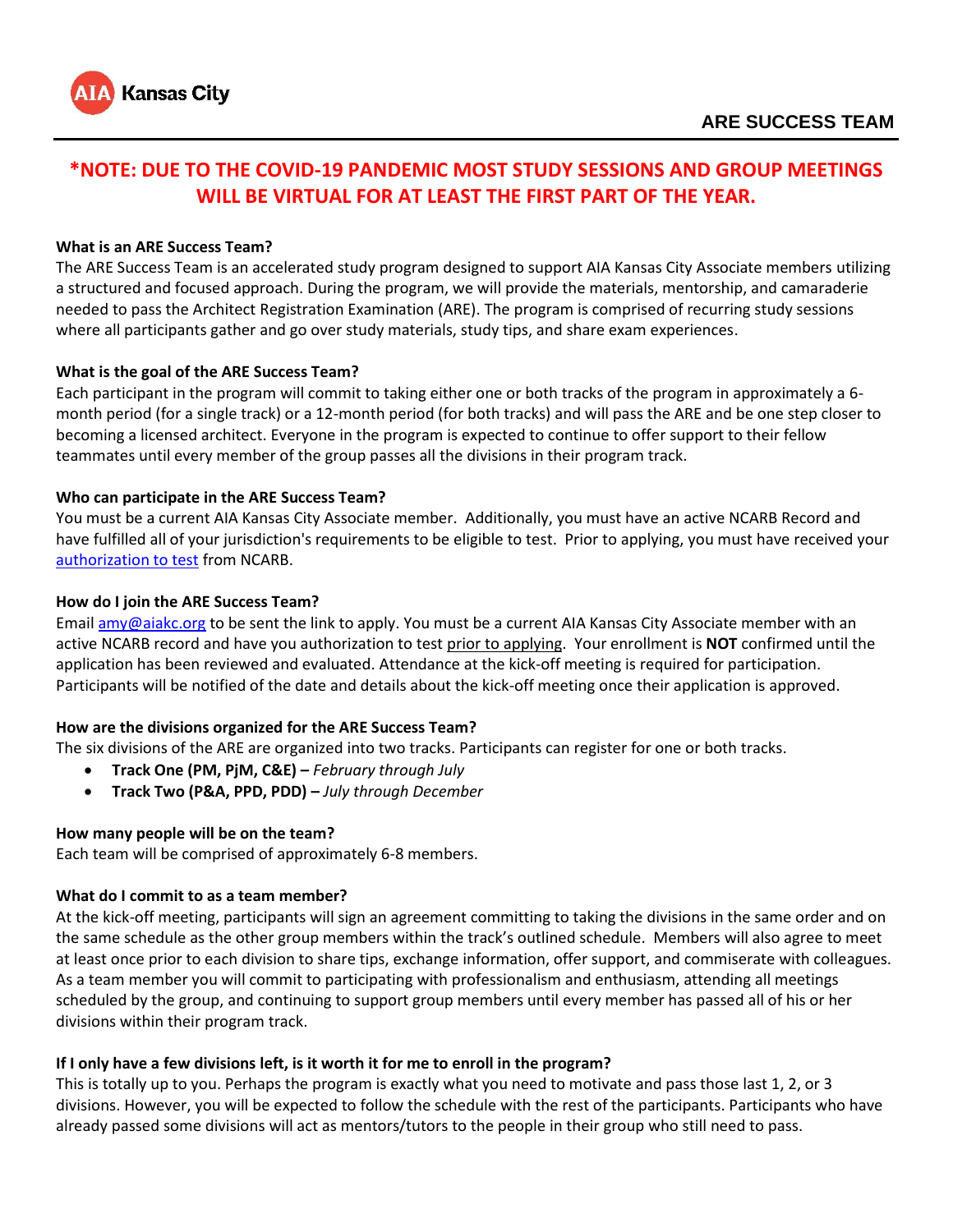AIA Kansas City

# ARE SUCCESS TEAM

**\*NOTE: DUE TO THE COVID-19 PANDEMIC MOST STUDY SESSIONS AND GROUP MEETINGS WILL BE VIRTUAL FOR AT LEAST THE FIRST PART OF THE YEAR.**

**What is an ARE Success Team?**

The ARE Success Team is an accelerated study program designed to support AIA Kansas City Associate members utilizing a structured and focused approach. During the program, we will provide the materials, mentorship, and camaraderie needed to pass the Architect Registration Examination (ARE). The program is comprised of recurring study sessions where all participants gather and go over study materials, study tips, and share exam experiences.

**What is the goal of the ARE Success Team?**

Each participant in the program will commit to taking either one or both tracks of the program in approximately a 6-month period (for a single track) or a 12-month period (for both tracks) and will pass the ARE and be one step closer to becoming a licensed architect. Everyone in the program is expected to continue to offer support to their fellow teammates until every member of the group passes all the divisions in their program track.

**Who can participate in the ARE Success Team?**

You must be a current AIA Kansas City Associate member. Additionally, you must have an active NCARB Record and have fulfilled all of your jurisdiction's requirements to be eligible to test. Prior to applying, you must have received your authorization to test from NCARB.

**How do I join the ARE Success Team?**

Email amy@aiakc.org to be sent the link to apply. You must be a current AIA Kansas City Associate member with an active NCARB record and have you authorization to test prior to applying. Your enrollment is **NOT** confirmed until the application has been reviewed and evaluated. Attendance at the kick-off meeting is required for participation. Participants will be notified of the date and details about the kick-off meeting once their application is approved.

**How are the divisions organized for the ARE Success Team?**

The six divisions of the ARE are organized into two tracks. Participants can register for one or both tracks.

- **Track One (PM, PjM, C&E) –** *February through July*
- **Track Two (P&A, PPD, PDD) –** *July through December*

**How many people will be on the team?**

Each team will be comprised of approximately 6-8 members.

**What do I commit to as a team member?**

At the kick-off meeting, participants will sign an agreement committing to taking the divisions in the same order and on the same schedule as the other group members within the track's outlined schedule. Members will also agree to meet at least once prior to each division to share tips, exchange information, offer support, and commiserate with colleagues. As a team member you will commit to participating with professionalism and enthusiasm, attending all meetings scheduled by the group, and continuing to support group members until every member has passed all of his or her divisions within their program track.

**If I only have a few divisions left, is it worth it for me to enroll in the program?**

This is totally up to you. Perhaps the program is exactly what you need to motivate and pass those last 1, 2, or 3 divisions. However, you will be expected to follow the schedule with the rest of the participants. Participants who have already passed some divisions will act as mentors/tutors to the people in their group who still need to pass.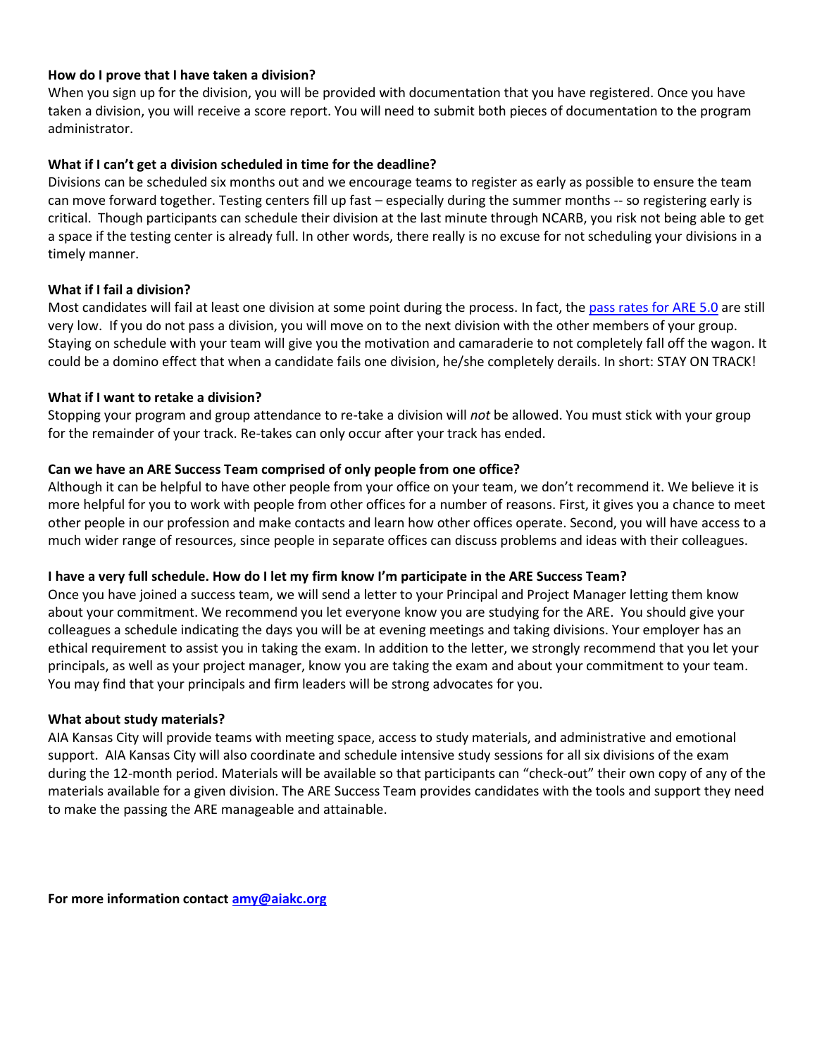**How do I prove that I have taken a division?**

When you sign up for the division, you will be provided with documentation that you have registered. Once you have taken a division, you will receive a score report. You will need to submit both pieces of documentation to the program administrator.

**What if I can't get a division scheduled in time for the deadline?**

Divisions can be scheduled six months out and we encourage teams to register as early as possible to ensure the team can move forward together. Testing centers fill up fast – especially during the summer months -- so registering early is critical. Though participants can schedule their division at the last minute through NCARB, you risk not being able to get a space if the testing center is already full. In other words, there really is no excuse for not scheduling your divisions in a timely manner.

**What if I fail a division?**

Most candidates will fail at least one division at some point during the process. In fact, the [pass rates for ARE 5.0]() are still very low. If you do not pass a division, you will move on to the next division with the other members of your group. Staying on schedule with your team will give you the motivation and camaraderie to not completely fall off the wagon. It could be a domino effect that when a candidate fails one division, he/she completely derails. In short: STAY ON TRACK!

**What if I want to retake a division?**

Stopping your program and group attendance to re-take a division will *not* be allowed. You must stick with your group for the remainder of your track. Re-takes can only occur after your track has ended.

**Can we have an ARE Success Team comprised of only people from one office?**

Although it can be helpful to have other people from your office on your team, we don't recommend it. We believe it is more helpful for you to work with people from other offices for a number of reasons. First, it gives you a chance to meet other people in our profession and make contacts and learn how other offices operate. Second, you will have access to a much wider range of resources, since people in separate offices can discuss problems and ideas with their colleagues.

**I have a very full schedule. How do I let my firm know I'm participate in the ARE Success Team?**

Once you have joined a success team, we will send a letter to your Principal and Project Manager letting them know about your commitment. We recommend you let everyone know you are studying for the ARE. You should give your colleagues a schedule indicating the days you will be at evening meetings and taking divisions. Your employer has an ethical requirement to assist you in taking the exam. In addition to the letter, we strongly recommend that you let your principals, as well as your project manager, know you are taking the exam and about your commitment to your team. You may find that your principals and firm leaders will be strong advocates for you.

**What about study materials?**

AIA Kansas City will provide teams with meeting space, access to study materials, and administrative and emotional support. AIA Kansas City will also coordinate and schedule intensive study sessions for all six divisions of the exam during the 12-month period. Materials will be available so that participants can "check-out" their own copy of any of the materials available for a given division. The ARE Success Team provides candidates with the tools and support they need to make the passing the ARE manageable and attainable.

**For more information contact [amy@aiakc.org](mailto:amy@aiakc.org)**